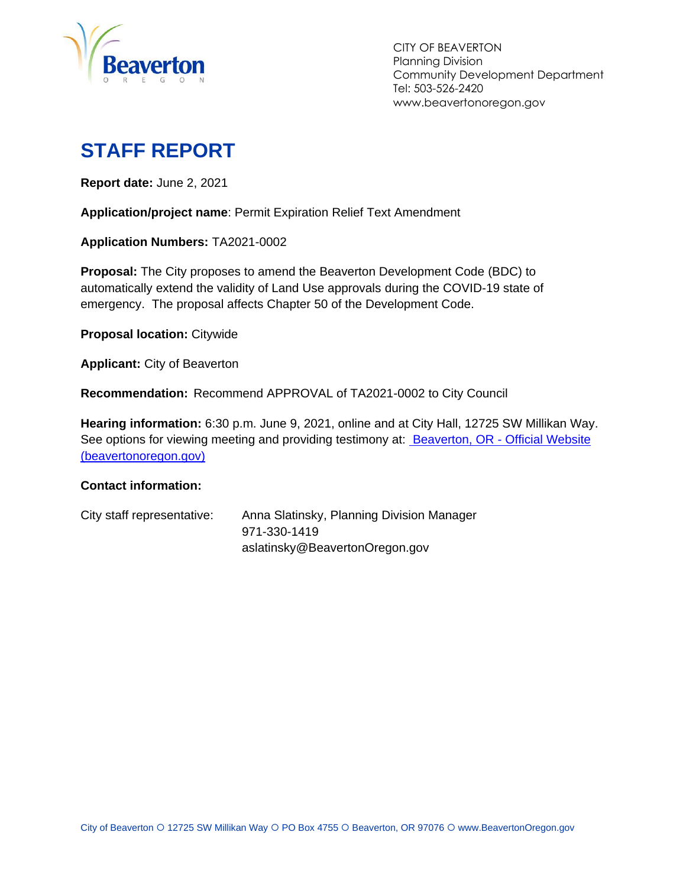CITY OF BEAVERTON
Planning Division
Community Development Department
Tel: 503-526-2420
www.beavertonoregon.gov

# STAFF REPORT

**Report date:** June 2, 2021

**Application/project name**: Permit Expiration Relief Text Amendment

**Application Numbers:** TA2021-0002

**Proposal:** The City proposes to amend the Beaverton Development Code (BDC) to automatically extend the validity of Land Use approvals during the COVID-19 state of emergency. The proposal affects Chapter 50 of the Development Code.

**Proposal location:** Citywide

**Applicant:** City of Beaverton

**Recommendation:** Recommend APPROVAL of TA2021-0002 to City Council

**Hearing information:** 6:30 p.m. June 9, 2021, online and at City Hall, 12725 SW Millikan Way. See options for viewing meeting and providing testimony at: [Beaverton, OR - Official Website (beavertonoregon.gov)](beavertonoregon.gov)

**Contact information:**

City staff representative: Anna Slatinsky, Planning Division Manager
971-330-1419
aslatinsky@BeavertonOregon.gov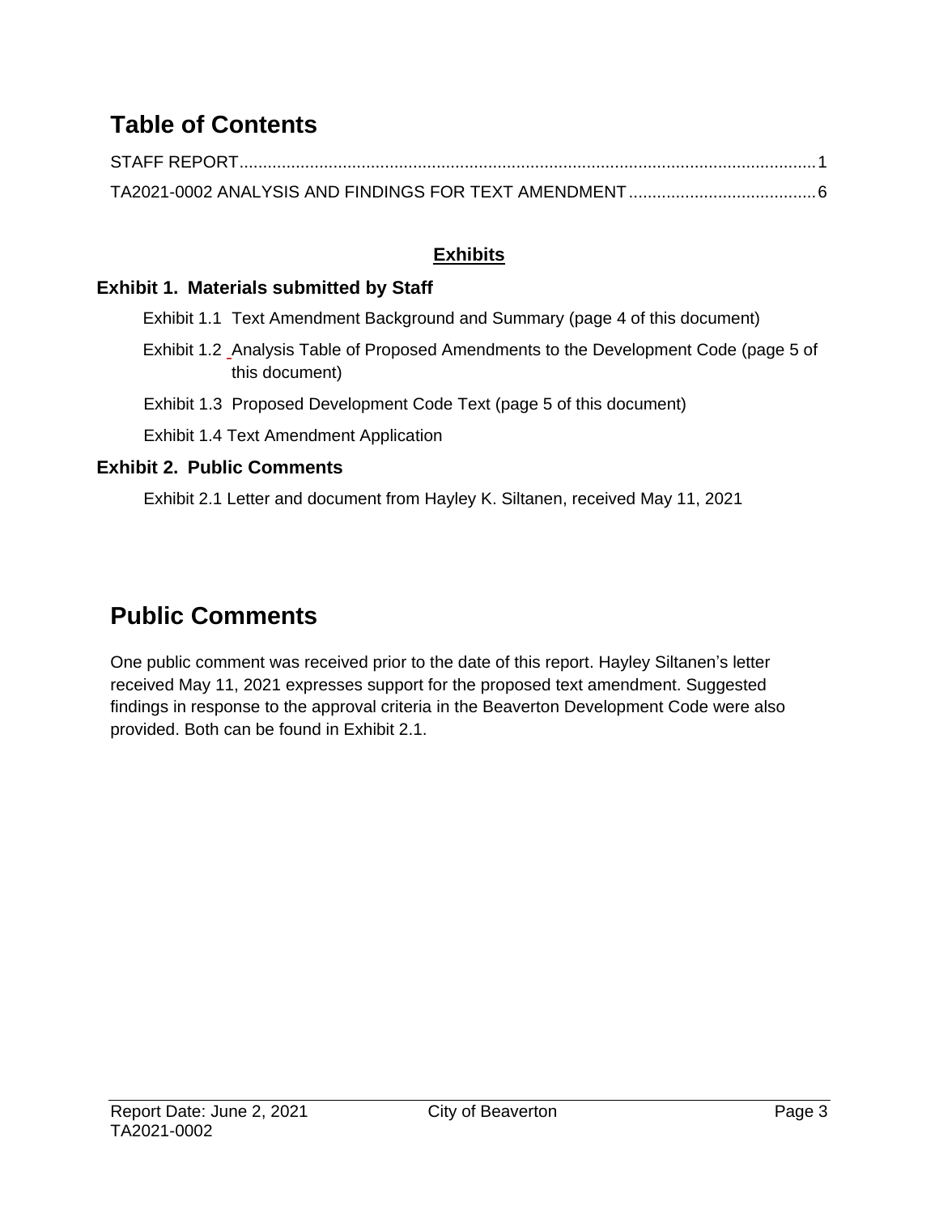# Table of Contents

STAFF REPORT........................................................................................................................1

TA2021-0002 ANALYSIS AND FINDINGS FOR TEXT AMENDMENT........................................6

## Exhibits

**Exhibit 1. Materials submitted by Staff**

Exhibit 1.1 Text Amendment Background and Summary (page 4 of this document)

Exhibit 1.2 Analysis Table of Proposed Amendments to the Development Code (page 5 of this document)

Exhibit 1.3 Proposed Development Code Text (page 5 of this document)

Exhibit 1.4 Text Amendment Application

**Exhibit 2. Public Comments**

Exhibit 2.1 Letter and document from Hayley K. Siltanen, received May 11, 2021

# Public Comments

One public comment was received prior to the date of this report. Hayley Siltanen's letter received May 11, 2021 expresses support for the proposed text amendment. Suggested findings in response to the approval criteria in the Beaverton Development Code were also provided. Both can be found in Exhibit 2.1.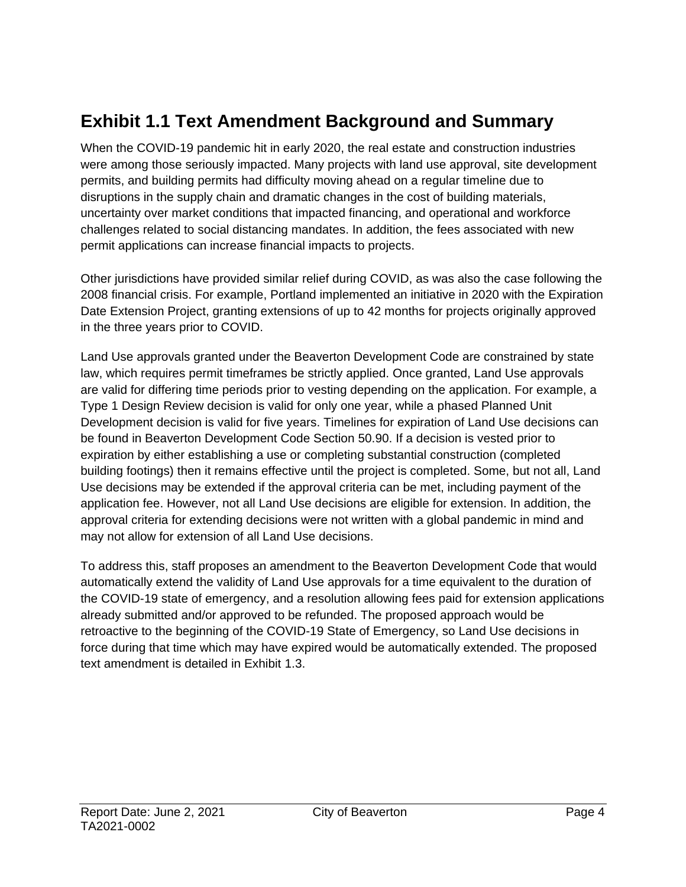# Exhibit 1.1 Text Amendment Background and Summary

When the COVID-19 pandemic hit in early 2020, the real estate and construction industries were among those seriously impacted. Many projects with land use approval, site development permits, and building permits had difficulty moving ahead on a regular timeline due to disruptions in the supply chain and dramatic changes in the cost of building materials, uncertainty over market conditions that impacted financing, and operational and workforce challenges related to social distancing mandates. In addition, the fees associated with new permit applications can increase financial impacts to projects.

Other jurisdictions have provided similar relief during COVID, as was also the case following the 2008 financial crisis. For example, Portland implemented an initiative in 2020 with the Expiration Date Extension Project, granting extensions of up to 42 months for projects originally approved in the three years prior to COVID.

Land Use approvals granted under the Beaverton Development Code are constrained by state law, which requires permit timeframes be strictly applied. Once granted, Land Use approvals are valid for differing time periods prior to vesting depending on the application. For example, a Type 1 Design Review decision is valid for only one year, while a phased Planned Unit Development decision is valid for five years. Timelines for expiration of Land Use decisions can be found in Beaverton Development Code Section 50.90. If a decision is vested prior to expiration by either establishing a use or completing substantial construction (completed building footings) then it remains effective until the project is completed. Some, but not all, Land Use decisions may be extended if the approval criteria can be met, including payment of the application fee. However, not all Land Use decisions are eligible for extension. In addition, the approval criteria for extending decisions were not written with a global pandemic in mind and may not allow for extension of all Land Use decisions.

To address this, staff proposes an amendment to the Beaverton Development Code that would automatically extend the validity of Land Use approvals for a time equivalent to the duration of the COVID-19 state of emergency, and a resolution allowing fees paid for extension applications already submitted and/or approved to be refunded. The proposed approach would be retroactive to the beginning of the COVID-19 State of Emergency, so Land Use decisions in force during that time which may have expired would be automatically extended. The proposed text amendment is detailed in Exhibit 1.3.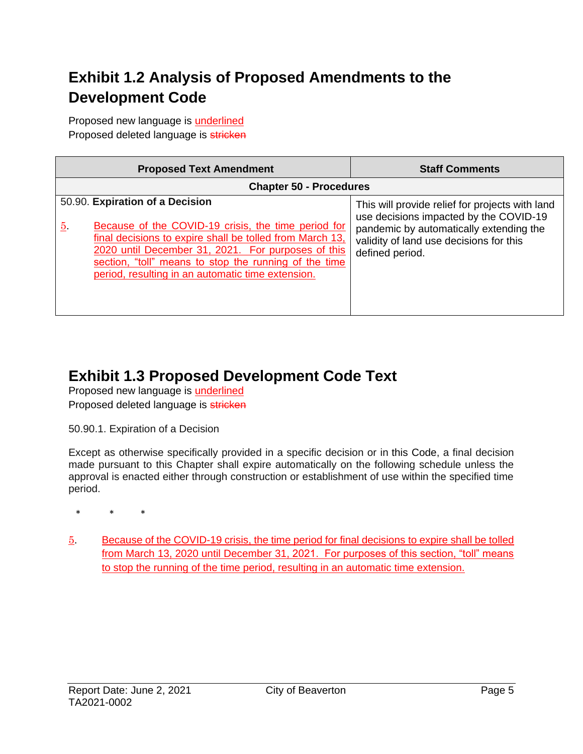# Exhibit 1.2 Analysis of Proposed Amendments to the Development Code

Proposed new language is <u>underlined</u>
Proposed deleted language is ~~stricken~~

| Proposed Text Amendment | Staff Comments |
|---|---|
| **Chapter 50 - Procedures** | |
| 50.90. **Expiration of a Decision**<br><br><u>5</u>. <u>Because of the COVID-19 crisis, the time period for final decisions to expire shall be tolled from March 13, 2020 until December 31, 2021. For purposes of this section, "toll" means to stop the running of the time period, resulting in an automatic time extension.</u> | This will provide relief for projects with land use decisions impacted by the COVID-19 pandemic by automatically extending the validity of land use decisions for this defined period. |

# Exhibit 1.3 Proposed Development Code Text

Proposed new language is <u>underlined</u>
Proposed deleted language is ~~stricken~~

50.90.1. Expiration of a Decision

Except as otherwise specifically provided in a specific decision or in this Code, a final decision made pursuant to this Chapter shall expire automatically on the following schedule unless the approval is enacted either through construction or establishment of use within the specified time period.

\* \* \*

<u>5</u>. <u>Because of the COVID-19 crisis, the time period for final decisions to expire shall be tolled from March 13, 2020 until December 31, 2021. For purposes of this section, "toll" means to stop the running of the time period, resulting in an automatic time extension.</u>

Report Date: June 2, 2021
TA2021-0002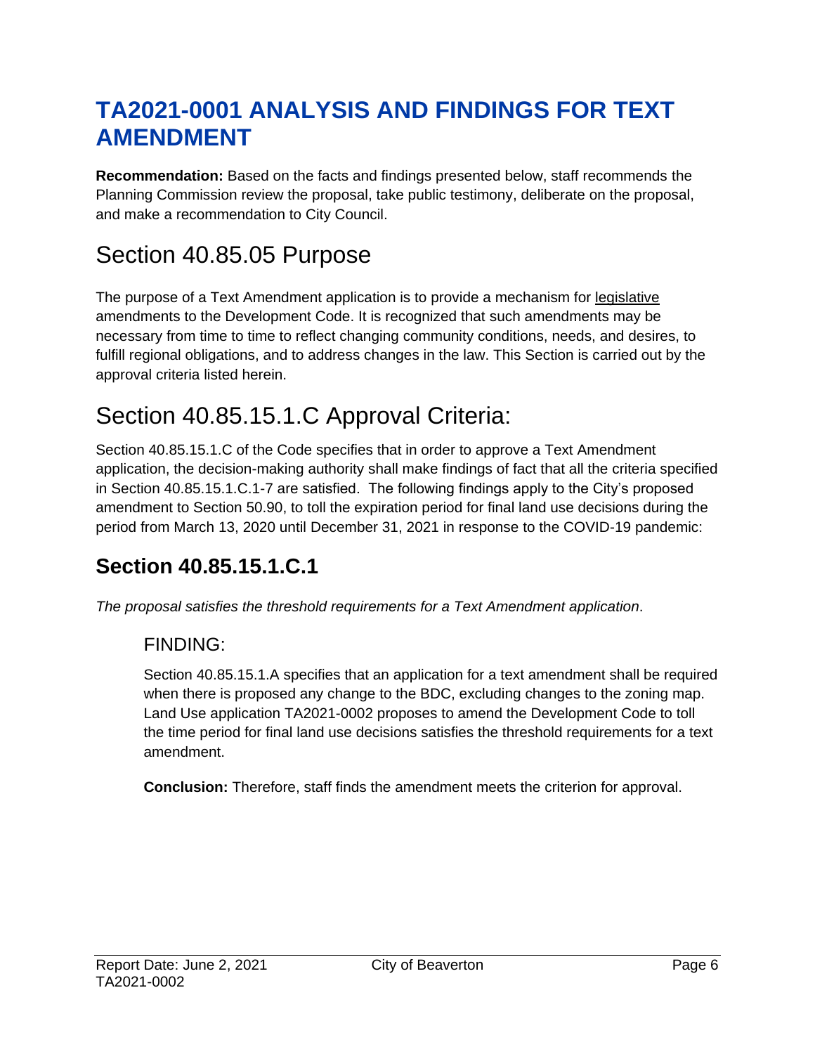# TA2021-0001 ANALYSIS AND FINDINGS FOR TEXT AMENDMENT

**Recommendation:** Based on the facts and findings presented below, staff recommends the Planning Commission review the proposal, take public testimony, deliberate on the proposal, and make a recommendation to City Council.

## Section 40.85.05 Purpose

The purpose of a Text Amendment application is to provide a mechanism for legislative amendments to the Development Code. It is recognized that such amendments may be necessary from time to time to reflect changing community conditions, needs, and desires, to fulfill regional obligations, and to address changes in the law. This Section is carried out by the approval criteria listed herein.

## Section 40.85.15.1.C Approval Criteria:

Section 40.85.15.1.C of the Code specifies that in order to approve a Text Amendment application, the decision-making authority shall make findings of fact that all the criteria specified in Section 40.85.15.1.C.1-7 are satisfied. The following findings apply to the City's proposed amendment to Section 50.90, to toll the expiration period for final land use decisions during the period from March 13, 2020 until December 31, 2021 in response to the COVID-19 pandemic:

### Section 40.85.15.1.C.1

*The proposal satisfies the threshold requirements for a Text Amendment application*.

#### FINDING:

Section 40.85.15.1.A specifies that an application for a text amendment shall be required when there is proposed any change to the BDC, excluding changes to the zoning map. Land Use application TA2021-0002 proposes to amend the Development Code to toll the time period for final land use decisions satisfies the threshold requirements for a text amendment.

**Conclusion:** Therefore, staff finds the amendment meets the criterion for approval.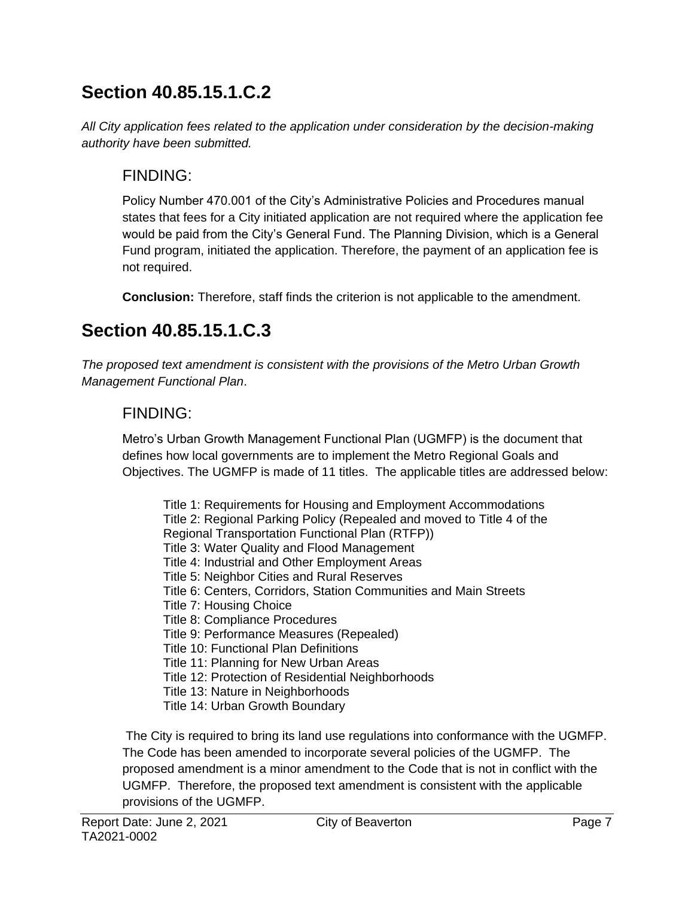## Section 40.85.15.1.C.2

*All City application fees related to the application under consideration by the decision-making authority have been submitted.*

### FINDING:

Policy Number 470.001 of the City's Administrative Policies and Procedures manual states that fees for a City initiated application are not required where the application fee would be paid from the City's General Fund. The Planning Division, which is a General Fund program, initiated the application. Therefore, the payment of an application fee is not required.

**Conclusion:** Therefore, staff finds the criterion is not applicable to the amendment.

## Section 40.85.15.1.C.3

*The proposed text amendment is consistent with the provisions of the Metro Urban Growth Management Functional Plan*.

### FINDING:

Metro's Urban Growth Management Functional Plan (UGMFP) is the document that defines how local governments are to implement the Metro Regional Goals and Objectives. The UGMFP is made of 11 titles. The applicable titles are addressed below:

Title 1: Requirements for Housing and Employment Accommodations
Title 2: Regional Parking Policy (Repealed and moved to Title 4 of the Regional Transportation Functional Plan (RTFP))
Title 3: Water Quality and Flood Management
Title 4: Industrial and Other Employment Areas
Title 5: Neighbor Cities and Rural Reserves
Title 6: Centers, Corridors, Station Communities and Main Streets
Title 7: Housing Choice
Title 8: Compliance Procedures
Title 9: Performance Measures (Repealed)
Title 10: Functional Plan Definitions
Title 11: Planning for New Urban Areas
Title 12: Protection of Residential Neighborhoods
Title 13: Nature in Neighborhoods
Title 14: Urban Growth Boundary

The City is required to bring its land use regulations into conformance with the UGMFP. The Code has been amended to incorporate several policies of the UGMFP. The proposed amendment is a minor amendment to the Code that is not in conflict with the UGMFP. Therefore, the proposed text amendment is consistent with the applicable provisions of the UGMFP.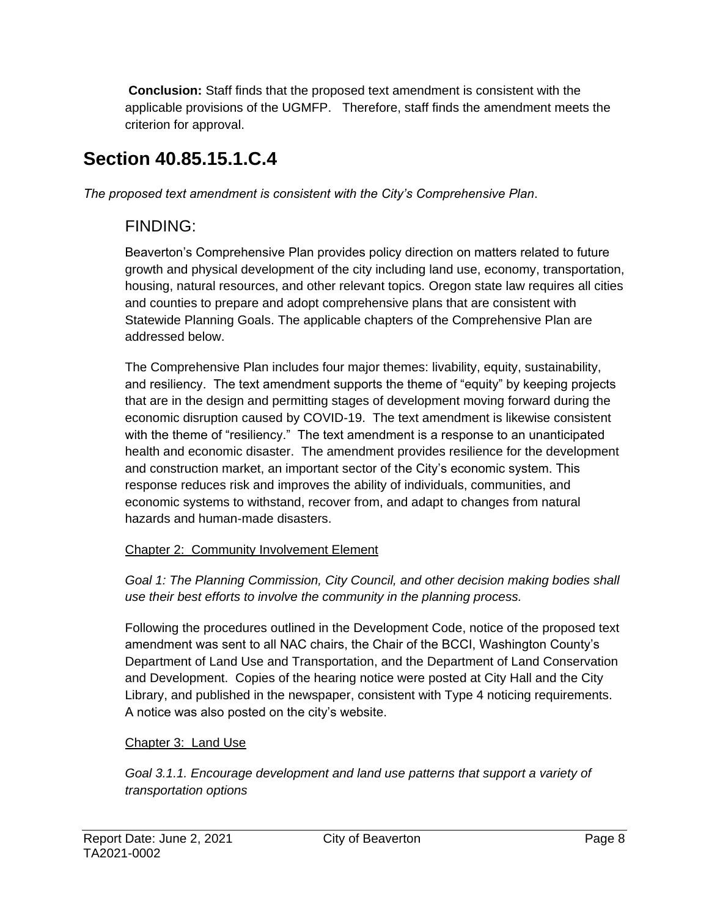**Conclusion:** Staff finds that the proposed text amendment is consistent with the applicable provisions of the UGMFP. Therefore, staff finds the amendment meets the criterion for approval.

## Section 40.85.15.1.C.4

*The proposed text amendment is consistent with the City's Comprehensive Plan*.

### FINDING:

Beaverton's Comprehensive Plan provides policy direction on matters related to future growth and physical development of the city including land use, economy, transportation, housing, natural resources, and other relevant topics. Oregon state law requires all cities and counties to prepare and adopt comprehensive plans that are consistent with Statewide Planning Goals. The applicable chapters of the Comprehensive Plan are addressed below.

The Comprehensive Plan includes four major themes: livability, equity, sustainability, and resiliency. The text amendment supports the theme of "equity" by keeping projects that are in the design and permitting stages of development moving forward during the economic disruption caused by COVID-19. The text amendment is likewise consistent with the theme of "resiliency." The text amendment is a response to an unanticipated health and economic disaster. The amendment provides resilience for the development and construction market, an important sector of the City's economic system. This response reduces risk and improves the ability of individuals, communities, and economic systems to withstand, recover from, and adapt to changes from natural hazards and human-made disasters.

Chapter 2: Community Involvement Element

*Goal 1: The Planning Commission, City Council, and other decision making bodies shall use their best efforts to involve the community in the planning process.*

Following the procedures outlined in the Development Code, notice of the proposed text amendment was sent to all NAC chairs, the Chair of the BCCI, Washington County's Department of Land Use and Transportation, and the Department of Land Conservation and Development. Copies of the hearing notice were posted at City Hall and the City Library, and published in the newspaper, consistent with Type 4 noticing requirements. A notice was also posted on the city's website.

Chapter 3: Land Use

*Goal 3.1.1. Encourage development and land use patterns that support a variety of transportation options*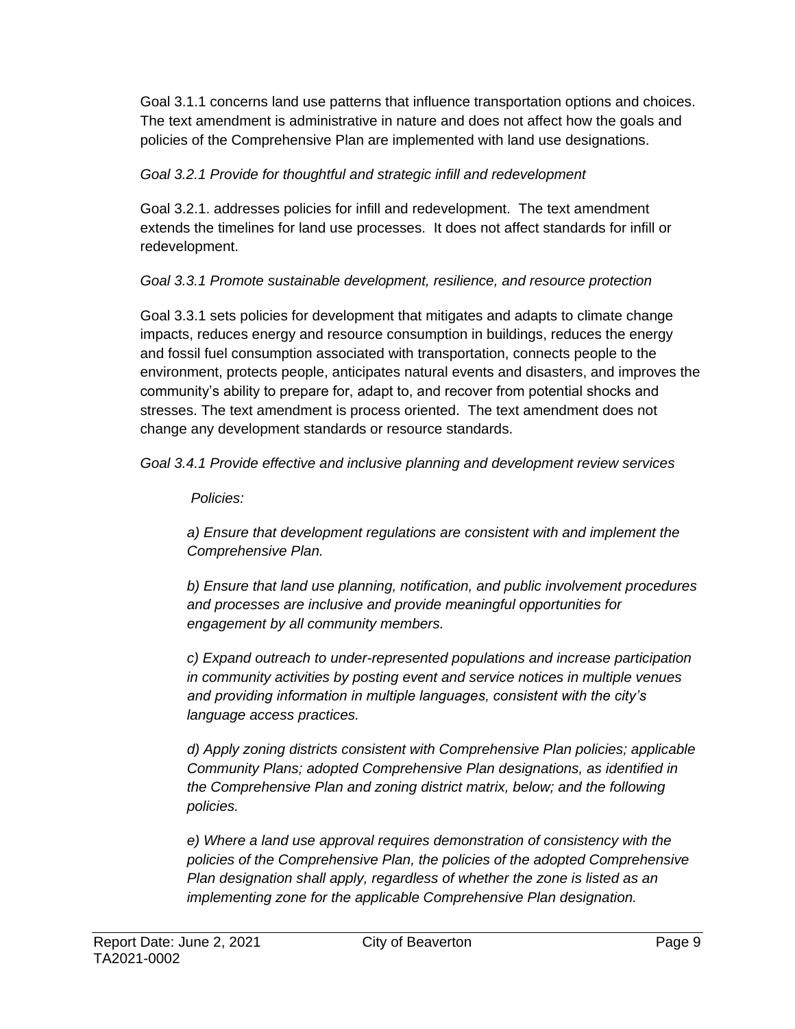Goal 3.1.1 concerns land use patterns that influence transportation options and choices. The text amendment is administrative in nature and does not affect how the goals and policies of the Comprehensive Plan are implemented with land use designations.

*Goal 3.2.1 Provide for thoughtful and strategic infill and redevelopment*

Goal 3.2.1. addresses policies for infill and redevelopment. The text amendment extends the timelines for land use processes. It does not affect standards for infill or redevelopment.

*Goal 3.3.1 Promote sustainable development, resilience, and resource protection*

Goal 3.3.1 sets policies for development that mitigates and adapts to climate change impacts, reduces energy and resource consumption in buildings, reduces the energy and fossil fuel consumption associated with transportation, connects people to the environment, protects people, anticipates natural events and disasters, and improves the community's ability to prepare for, adapt to, and recover from potential shocks and stresses. The text amendment is process oriented. The text amendment does not change any development standards or resource standards.

*Goal 3.4.1 Provide effective and inclusive planning and development review services*

*Policies:*

*a) Ensure that development regulations are consistent with and implement the Comprehensive Plan.*

*b) Ensure that land use planning, notification, and public involvement procedures and processes are inclusive and provide meaningful opportunities for engagement by all community members.*

*c) Expand outreach to under-represented populations and increase participation in community activities by posting event and service notices in multiple venues and providing information in multiple languages, consistent with the city's language access practices.*

*d) Apply zoning districts consistent with Comprehensive Plan policies; applicable Community Plans; adopted Comprehensive Plan designations, as identified in the Comprehensive Plan and zoning district matrix, below; and the following policies.*

*e) Where a land use approval requires demonstration of consistency with the policies of the Comprehensive Plan, the policies of the adopted Comprehensive Plan designation shall apply, regardless of whether the zone is listed as an implementing zone for the applicable Comprehensive Plan designation.*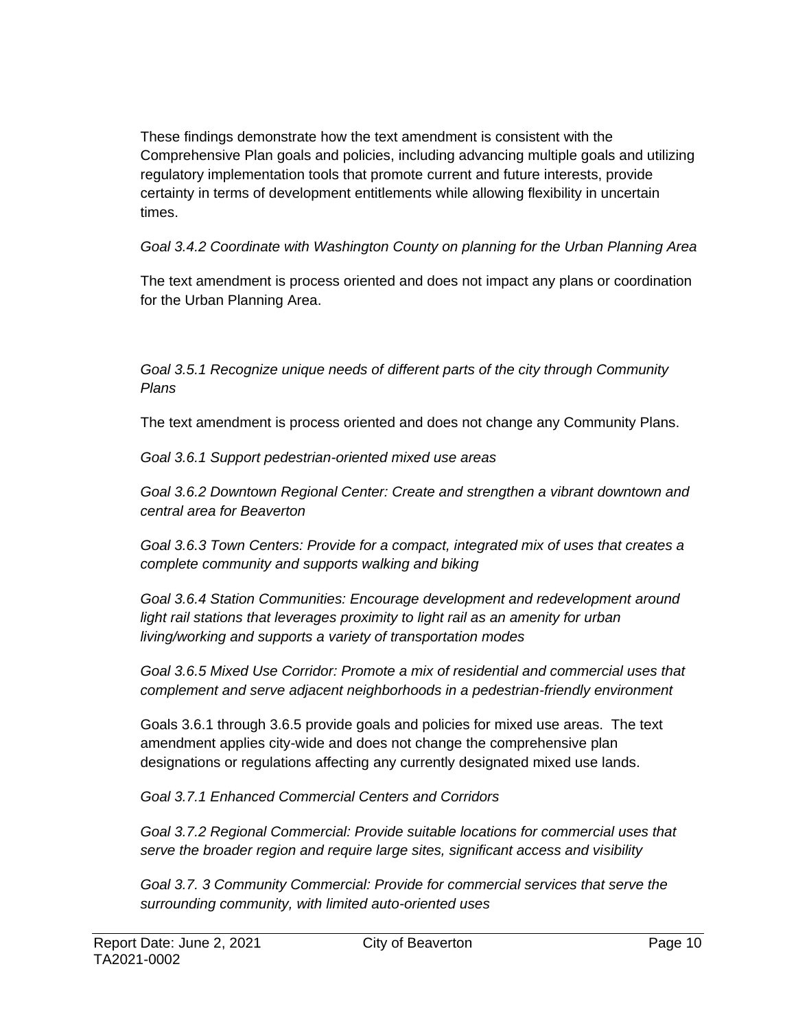These findings demonstrate how the text amendment is consistent with the Comprehensive Plan goals and policies, including advancing multiple goals and utilizing regulatory implementation tools that promote current and future interests, provide certainty in terms of development entitlements while allowing flexibility in uncertain times.

*Goal 3.4.2 Coordinate with Washington County on planning for the Urban Planning Area*

The text amendment is process oriented and does not impact any plans or coordination for the Urban Planning Area.

*Goal 3.5.1 Recognize unique needs of different parts of the city through Community Plans*

The text amendment is process oriented and does not change any Community Plans.

*Goal 3.6.1 Support pedestrian-oriented mixed use areas*

*Goal 3.6.2 Downtown Regional Center: Create and strengthen a vibrant downtown and central area for Beaverton*

*Goal 3.6.3 Town Centers: Provide for a compact, integrated mix of uses that creates a complete community and supports walking and biking*

*Goal 3.6.4 Station Communities: Encourage development and redevelopment around light rail stations that leverages proximity to light rail as an amenity for urban living/working and supports a variety of transportation modes*

*Goal 3.6.5 Mixed Use Corridor: Promote a mix of residential and commercial uses that complement and serve adjacent neighborhoods in a pedestrian-friendly environment*

Goals 3.6.1 through 3.6.5 provide goals and policies for mixed use areas. The text amendment applies city-wide and does not change the comprehensive plan designations or regulations affecting any currently designated mixed use lands.

*Goal 3.7.1 Enhanced Commercial Centers and Corridors*

*Goal 3.7.2 Regional Commercial: Provide suitable locations for commercial uses that serve the broader region and require large sites, significant access and visibility*

*Goal 3.7. 3 Community Commercial: Provide for commercial services that serve the surrounding community, with limited auto-oriented uses*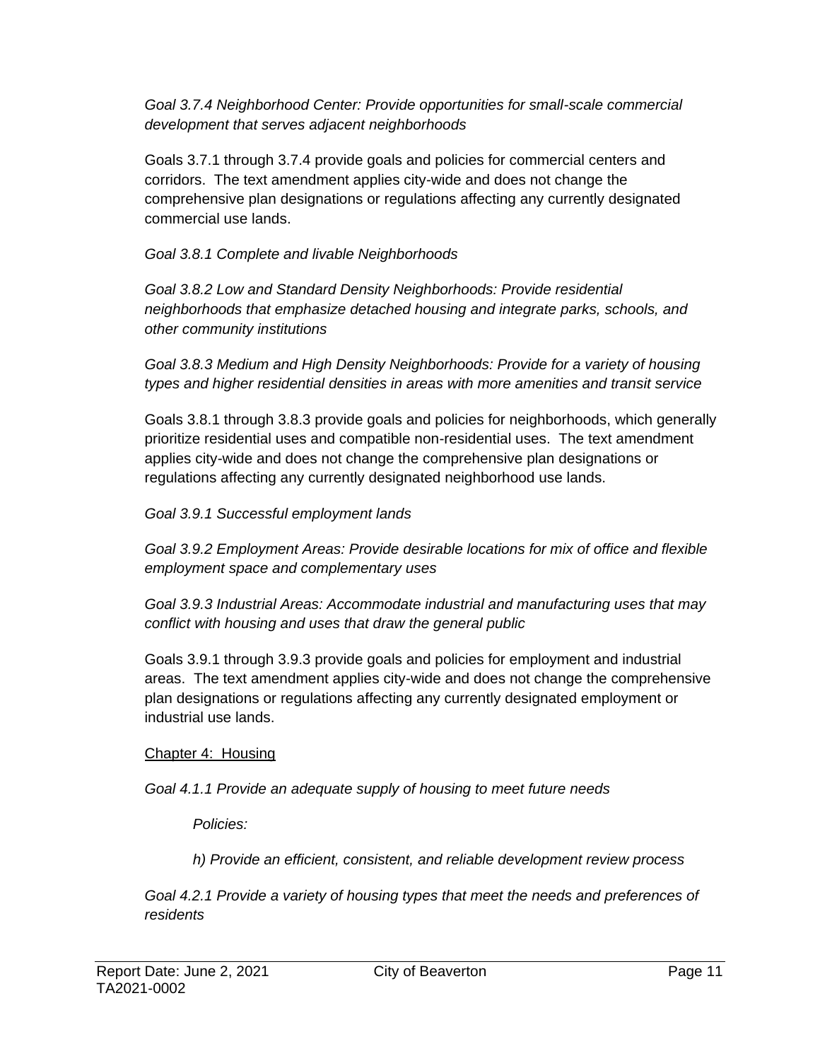*Goal 3.7.4 Neighborhood Center: Provide opportunities for small-scale commercial development that serves adjacent neighborhoods*

Goals 3.7.1 through 3.7.4 provide goals and policies for commercial centers and corridors. The text amendment applies city-wide and does not change the comprehensive plan designations or regulations affecting any currently designated commercial use lands.

*Goal 3.8.1 Complete and livable Neighborhoods*

*Goal 3.8.2 Low and Standard Density Neighborhoods: Provide residential neighborhoods that emphasize detached housing and integrate parks, schools, and other community institutions*

*Goal 3.8.3 Medium and High Density Neighborhoods: Provide for a variety of housing types and higher residential densities in areas with more amenities and transit service*

Goals 3.8.1 through 3.8.3 provide goals and policies for neighborhoods, which generally prioritize residential uses and compatible non-residential uses. The text amendment applies city-wide and does not change the comprehensive plan designations or regulations affecting any currently designated neighborhood use lands.

*Goal 3.9.1 Successful employment lands*

*Goal 3.9.2 Employment Areas: Provide desirable locations for mix of office and flexible employment space and complementary uses*

*Goal 3.9.3 Industrial Areas: Accommodate industrial and manufacturing uses that may conflict with housing and uses that draw the general public*

Goals 3.9.1 through 3.9.3 provide goals and policies for employment and industrial areas. The text amendment applies city-wide and does not change the comprehensive plan designations or regulations affecting any currently designated employment or industrial use lands.

Chapter 4: Housing

*Goal 4.1.1 Provide an adequate supply of housing to meet future needs*

> *Policies:*
>
> *h) Provide an efficient, consistent, and reliable development review process*

*Goal 4.2.1 Provide a variety of housing types that meet the needs and preferences of residents*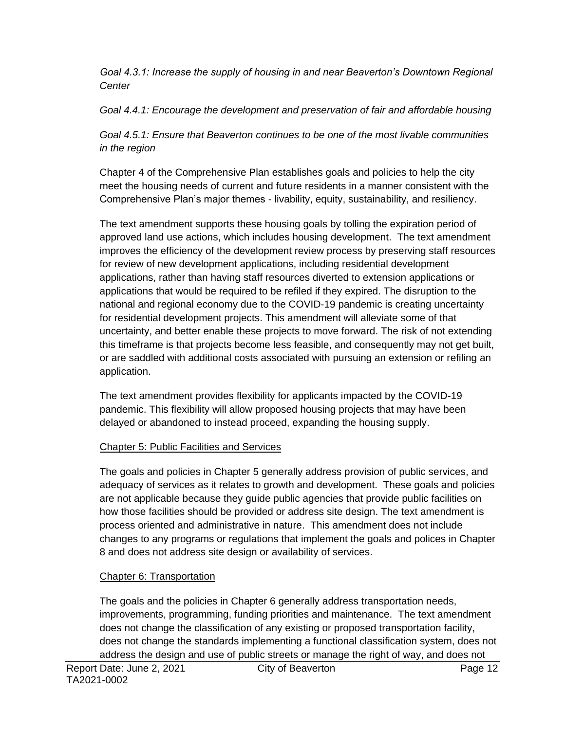*Goal 4.3.1: Increase the supply of housing in and near Beaverton's Downtown Regional Center*

*Goal 4.4.1: Encourage the development and preservation of fair and affordable housing*

*Goal 4.5.1: Ensure that Beaverton continues to be one of the most livable communities in the region*

Chapter 4 of the Comprehensive Plan establishes goals and policies to help the city meet the housing needs of current and future residents in a manner consistent with the Comprehensive Plan's major themes - livability, equity, sustainability, and resiliency.

The text amendment supports these housing goals by tolling the expiration period of approved land use actions, which includes housing development. The text amendment improves the efficiency of the development review process by preserving staff resources for review of new development applications, including residential development applications, rather than having staff resources diverted to extension applications or applications that would be required to be refiled if they expired. The disruption to the national and regional economy due to the COVID-19 pandemic is creating uncertainty for residential development projects. This amendment will alleviate some of that uncertainty, and better enable these projects to move forward. The risk of not extending this timeframe is that projects become less feasible, and consequently may not get built, or are saddled with additional costs associated with pursuing an extension or refiling an application.

The text amendment provides flexibility for applicants impacted by the COVID-19 pandemic. This flexibility will allow proposed housing projects that may have been delayed or abandoned to instead proceed, expanding the housing supply.

<u>Chapter 5: Public Facilities and Services</u>

The goals and policies in Chapter 5 generally address provision of public services, and adequacy of services as it relates to growth and development. These goals and policies are not applicable because they guide public agencies that provide public facilities on how those facilities should be provided or address site design. The text amendment is process oriented and administrative in nature. This amendment does not include changes to any programs or regulations that implement the goals and polices in Chapter 8 and does not address site design or availability of services.

<u>Chapter 6: Transportation</u>

The goals and the policies in Chapter 6 generally address transportation needs, improvements, programming, funding priorities and maintenance. The text amendment does not change the classification of any existing or proposed transportation facility, does not change the standards implementing a functional classification system, does not address the design and use of public streets or manage the right of way, and does not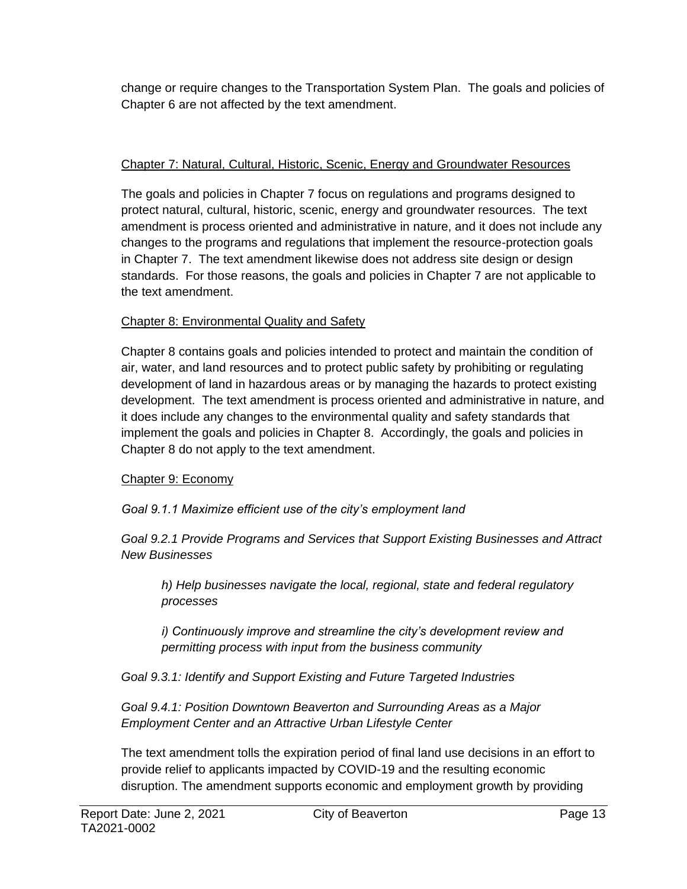change or require changes to the Transportation System Plan. The goals and policies of Chapter 6 are not affected by the text amendment.

Chapter 7: Natural, Cultural, Historic, Scenic, Energy and Groundwater Resources

The goals and policies in Chapter 7 focus on regulations and programs designed to protect natural, cultural, historic, scenic, energy and groundwater resources. The text amendment is process oriented and administrative in nature, and it does not include any changes to the programs and regulations that implement the resource-protection goals in Chapter 7. The text amendment likewise does not address site design or design standards. For those reasons, the goals and policies in Chapter 7 are not applicable to the text amendment.

Chapter 8: Environmental Quality and Safety

Chapter 8 contains goals and policies intended to protect and maintain the condition of air, water, and land resources and to protect public safety by prohibiting or regulating development of land in hazardous areas or by managing the hazards to protect existing development. The text amendment is process oriented and administrative in nature, and it does include any changes to the environmental quality and safety standards that implement the goals and policies in Chapter 8. Accordingly, the goals and policies in Chapter 8 do not apply to the text amendment.

Chapter 9: Economy

*Goal 9.1.1 Maximize efficient use of the city's employment land*

*Goal 9.2.1 Provide Programs and Services that Support Existing Businesses and Attract New Businesses*

> *h) Help businesses navigate the local, regional, state and federal regulatory processes*
>
> *i) Continuously improve and streamline the city's development review and permitting process with input from the business community*

*Goal 9.3.1: Identify and Support Existing and Future Targeted Industries*

*Goal 9.4.1: Position Downtown Beaverton and Surrounding Areas as a Major Employment Center and an Attractive Urban Lifestyle Center*

The text amendment tolls the expiration period of final land use decisions in an effort to provide relief to applicants impacted by COVID-19 and the resulting economic disruption. The amendment supports economic and employment growth by providing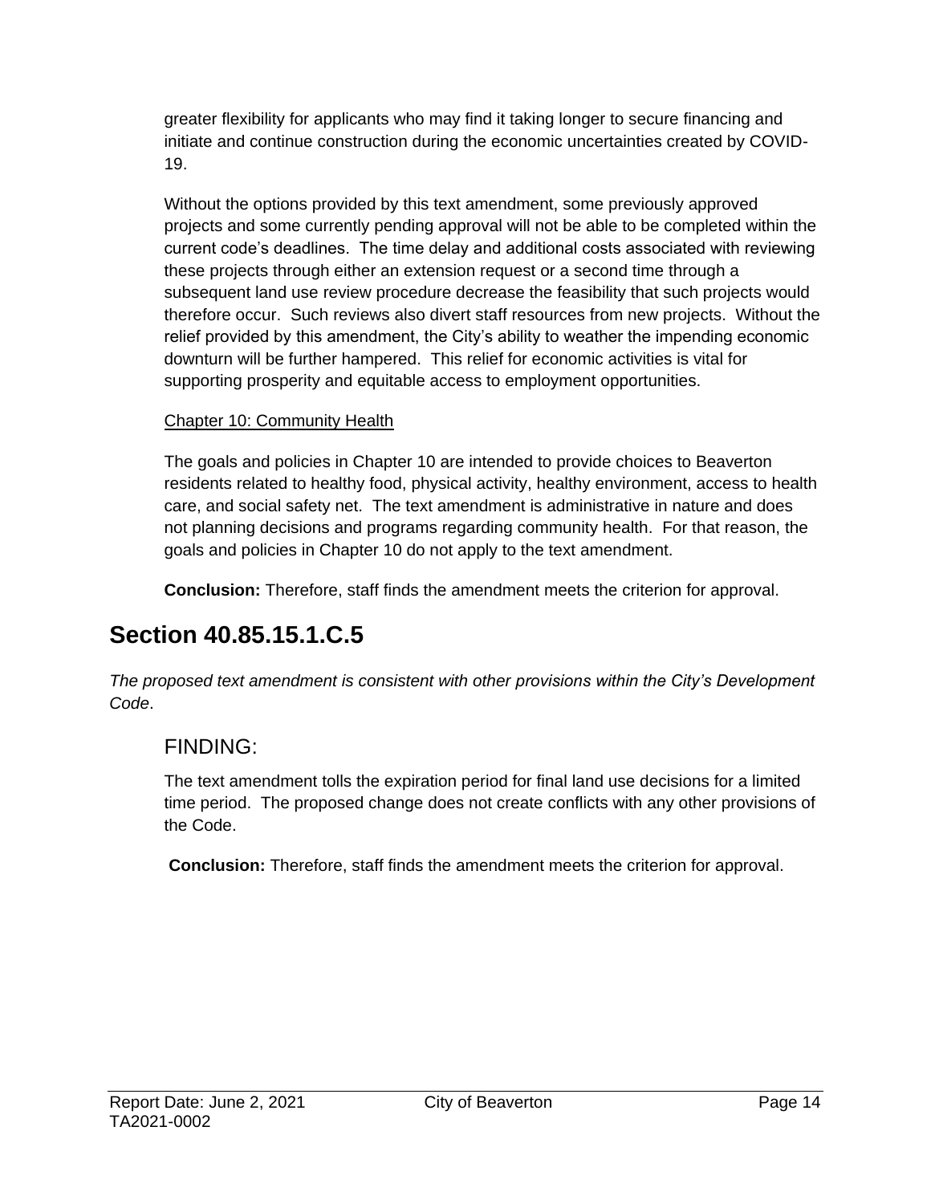greater flexibility for applicants who may find it taking longer to secure financing and initiate and continue construction during the economic uncertainties created by COVID-19.

Without the options provided by this text amendment, some previously approved projects and some currently pending approval will not be able to be completed within the current code's deadlines. The time delay and additional costs associated with reviewing these projects through either an extension request or a second time through a subsequent land use review procedure decrease the feasibility that such projects would therefore occur. Such reviews also divert staff resources from new projects. Without the relief provided by this amendment, the City's ability to weather the impending economic downturn will be further hampered. This relief for economic activities is vital for supporting prosperity and equitable access to employment opportunities.

<u>Chapter 10: Community Health</u>

The goals and policies in Chapter 10 are intended to provide choices to Beaverton residents related to healthy food, physical activity, healthy environment, access to health care, and social safety net. The text amendment is administrative in nature and does not planning decisions and programs regarding community health. For that reason, the goals and policies in Chapter 10 do not apply to the text amendment.

**Conclusion:** Therefore, staff finds the amendment meets the criterion for approval.

## Section 40.85.15.1.C.5

*The proposed text amendment is consistent with other provisions within the City's Development Code*.

### FINDING:

The text amendment tolls the expiration period for final land use decisions for a limited time period. The proposed change does not create conflicts with any other provisions of the Code.

**Conclusion:** Therefore, staff finds the amendment meets the criterion for approval.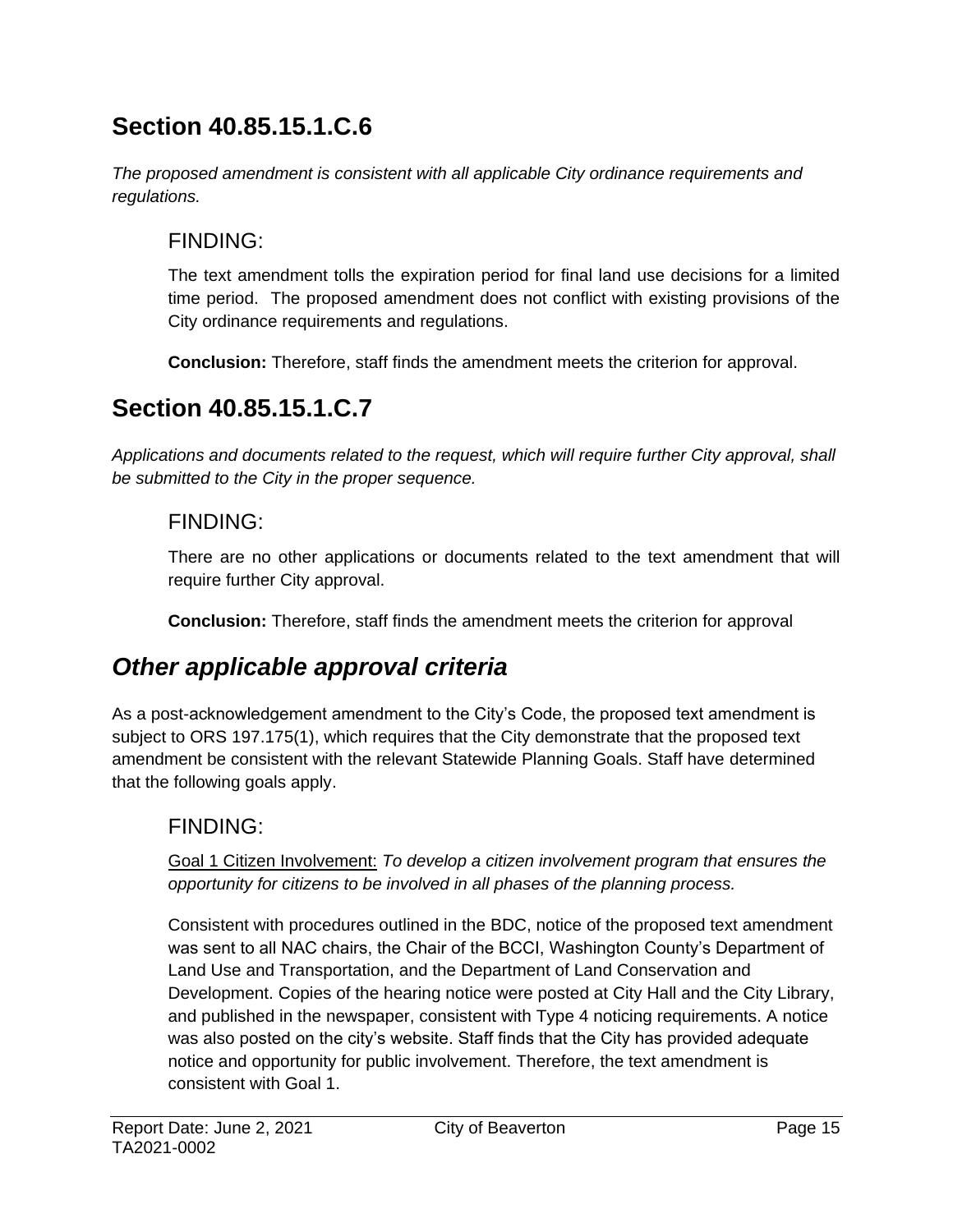## Section 40.85.15.1.C.6

*The proposed amendment is consistent with all applicable City ordinance requirements and regulations.*

### FINDING:

The text amendment tolls the expiration period for final land use decisions for a limited time period. The proposed amendment does not conflict with existing provisions of the City ordinance requirements and regulations.

**Conclusion:** Therefore, staff finds the amendment meets the criterion for approval.

## Section 40.85.15.1.C.7

*Applications and documents related to the request, which will require further City approval, shall be submitted to the City in the proper sequence.*

### FINDING:

There are no other applications or documents related to the text amendment that will require further City approval.

**Conclusion:** Therefore, staff finds the amendment meets the criterion for approval

## *Other applicable approval criteria*

As a post-acknowledgement amendment to the City's Code, the proposed text amendment is subject to ORS 197.175(1), which requires that the City demonstrate that the proposed text amendment be consistent with the relevant Statewide Planning Goals. Staff have determined that the following goals apply.

### FINDING:

Goal 1 Citizen Involvement: *To develop a citizen involvement program that ensures the opportunity for citizens to be involved in all phases of the planning process.*

Consistent with procedures outlined in the BDC, notice of the proposed text amendment was sent to all NAC chairs, the Chair of the BCCI, Washington County's Department of Land Use and Transportation, and the Department of Land Conservation and Development. Copies of the hearing notice were posted at City Hall and the City Library, and published in the newspaper, consistent with Type 4 noticing requirements. A notice was also posted on the city's website. Staff finds that the City has provided adequate notice and opportunity for public involvement. Therefore, the text amendment is consistent with Goal 1.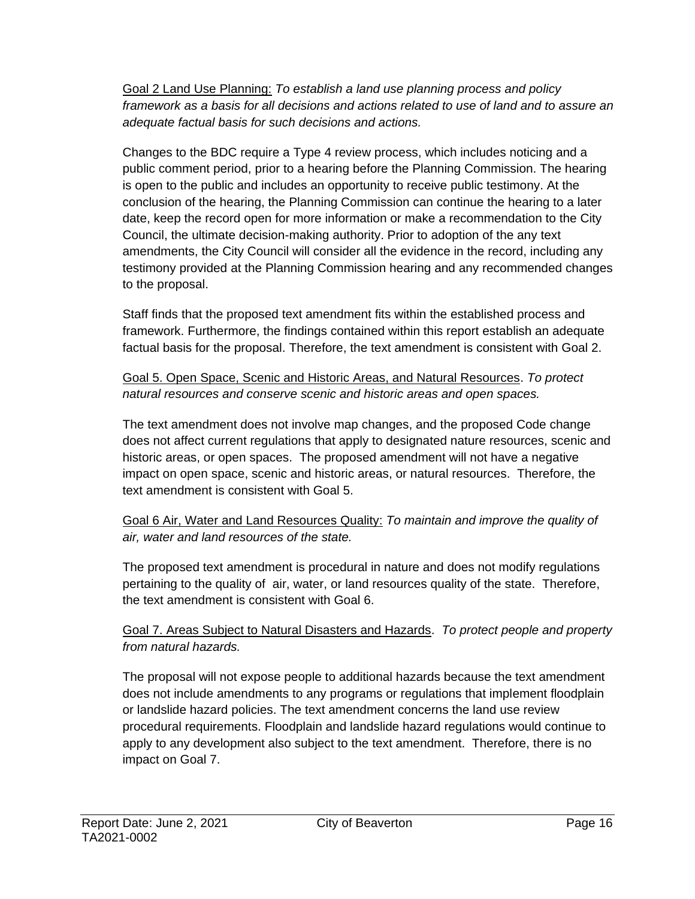Goal 2 Land Use Planning: *To establish a land use planning process and policy framework as a basis for all decisions and actions related to use of land and to assure an adequate factual basis for such decisions and actions.*

Changes to the BDC require a Type 4 review process, which includes noticing and a public comment period, prior to a hearing before the Planning Commission. The hearing is open to the public and includes an opportunity to receive public testimony. At the conclusion of the hearing, the Planning Commission can continue the hearing to a later date, keep the record open for more information or make a recommendation to the City Council, the ultimate decision-making authority. Prior to adoption of the any text amendments, the City Council will consider all the evidence in the record, including any testimony provided at the Planning Commission hearing and any recommended changes to the proposal.

Staff finds that the proposed text amendment fits within the established process and framework. Furthermore, the findings contained within this report establish an adequate factual basis for the proposal. Therefore, the text amendment is consistent with Goal 2.

Goal 5. Open Space, Scenic and Historic Areas, and Natural Resources. *To protect natural resources and conserve scenic and historic areas and open spaces.*

The text amendment does not involve map changes, and the proposed Code change does not affect current regulations that apply to designated nature resources, scenic and historic areas, or open spaces. The proposed amendment will not have a negative impact on open space, scenic and historic areas, or natural resources. Therefore, the text amendment is consistent with Goal 5.

Goal 6 Air, Water and Land Resources Quality: *To maintain and improve the quality of air, water and land resources of the state.*

The proposed text amendment is procedural in nature and does not modify regulations pertaining to the quality of air, water, or land resources quality of the state. Therefore, the text amendment is consistent with Goal 6.

Goal 7. Areas Subject to Natural Disasters and Hazards. *To protect people and property from natural hazards.*

The proposal will not expose people to additional hazards because the text amendment does not include amendments to any programs or regulations that implement floodplain or landslide hazard policies. The text amendment concerns the land use review procedural requirements. Floodplain and landslide hazard regulations would continue to apply to any development also subject to the text amendment. Therefore, there is no impact on Goal 7.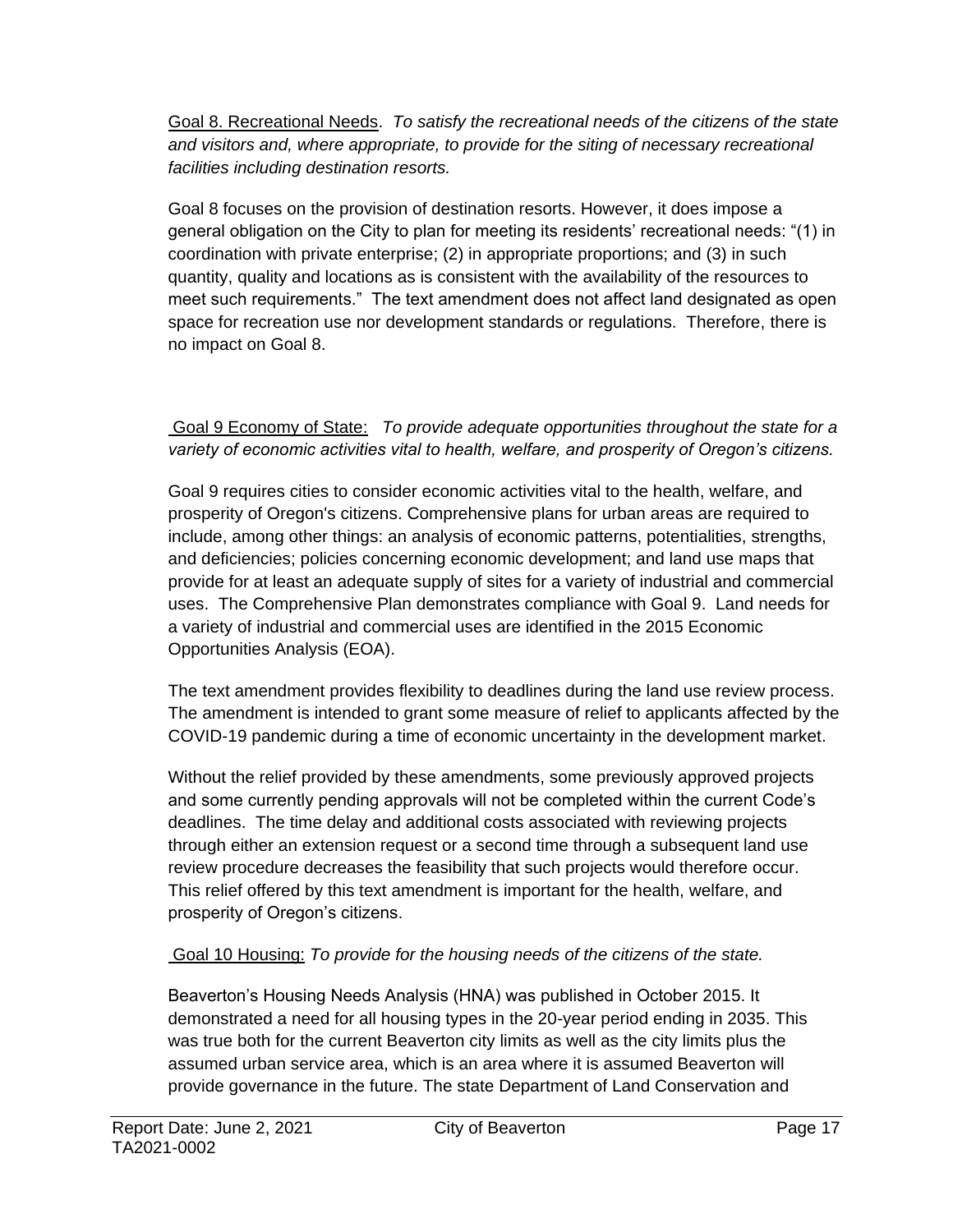Goal 8. Recreational Needs. *To satisfy the recreational needs of the citizens of the state and visitors and, where appropriate, to provide for the siting of necessary recreational facilities including destination resorts.*

Goal 8 focuses on the provision of destination resorts. However, it does impose a general obligation on the City to plan for meeting its residents' recreational needs: "(1) in coordination with private enterprise; (2) in appropriate proportions; and (3) in such quantity, quality and locations as is consistent with the availability of the resources to meet such requirements." The text amendment does not affect land designated as open space for recreation use nor development standards or regulations. Therefore, there is no impact on Goal 8.

Goal 9 Economy of State: *To provide adequate opportunities throughout the state for a variety of economic activities vital to health, welfare, and prosperity of Oregon's citizens.*

Goal 9 requires cities to consider economic activities vital to the health, welfare, and prosperity of Oregon's citizens. Comprehensive plans for urban areas are required to include, among other things: an analysis of economic patterns, potentialities, strengths, and deficiencies; policies concerning economic development; and land use maps that provide for at least an adequate supply of sites for a variety of industrial and commercial uses. The Comprehensive Plan demonstrates compliance with Goal 9. Land needs for a variety of industrial and commercial uses are identified in the 2015 Economic Opportunities Analysis (EOA).

The text amendment provides flexibility to deadlines during the land use review process. The amendment is intended to grant some measure of relief to applicants affected by the COVID-19 pandemic during a time of economic uncertainty in the development market.

Without the relief provided by these amendments, some previously approved projects and some currently pending approvals will not be completed within the current Code's deadlines. The time delay and additional costs associated with reviewing projects through either an extension request or a second time through a subsequent land use review procedure decreases the feasibility that such projects would therefore occur. This relief offered by this text amendment is important for the health, welfare, and prosperity of Oregon's citizens.

Goal 10 Housing: *To provide for the housing needs of the citizens of the state.*

Beaverton's Housing Needs Analysis (HNA) was published in October 2015. It demonstrated a need for all housing types in the 20-year period ending in 2035. This was true both for the current Beaverton city limits as well as the city limits plus the assumed urban service area, which is an area where it is assumed Beaverton will provide governance in the future. The state Department of Land Conservation and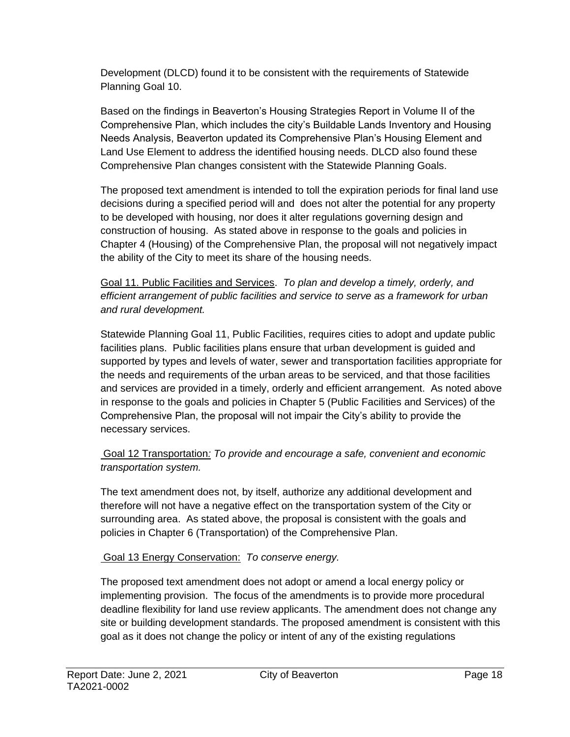Development (DLCD) found it to be consistent with the requirements of Statewide Planning Goal 10.

Based on the findings in Beaverton's Housing Strategies Report in Volume II of the Comprehensive Plan, which includes the city's Buildable Lands Inventory and Housing Needs Analysis, Beaverton updated its Comprehensive Plan's Housing Element and Land Use Element to address the identified housing needs. DLCD also found these Comprehensive Plan changes consistent with the Statewide Planning Goals.

The proposed text amendment is intended to toll the expiration periods for final land use decisions during a specified period will and does not alter the potential for any property to be developed with housing, nor does it alter regulations governing design and construction of housing. As stated above in response to the goals and policies in Chapter 4 (Housing) of the Comprehensive Plan, the proposal will not negatively impact the ability of the City to meet its share of the housing needs.

<u>Goal 11. Public Facilities and Services</u>. *To plan and develop a timely, orderly, and efficient arrangement of public facilities and service to serve as a framework for urban and rural development.*

Statewide Planning Goal 11, Public Facilities, requires cities to adopt and update public facilities plans. Public facilities plans ensure that urban development is guided and supported by types and levels of water, sewer and transportation facilities appropriate for the needs and requirements of the urban areas to be serviced, and that those facilities and services are provided in a timely, orderly and efficient arrangement. As noted above in response to the goals and policies in Chapter 5 (Public Facilities and Services) of the Comprehensive Plan, the proposal will not impair the City's ability to provide the necessary services.

<u>Goal 12 Transportation</u>*: To provide and encourage a safe, convenient and economic transportation system.*

The text amendment does not, by itself, authorize any additional development and therefore will not have a negative effect on the transportation system of the City or surrounding area. As stated above, the proposal is consistent with the goals and policies in Chapter 6 (Transportation) of the Comprehensive Plan.

<u>Goal 13 Energy Conservation:</u> *To conserve energy.*

The proposed text amendment does not adopt or amend a local energy policy or implementing provision. The focus of the amendments is to provide more procedural deadline flexibility for land use review applicants. The amendment does not change any site or building development standards. The proposed amendment is consistent with this goal as it does not change the policy or intent of any of the existing regulations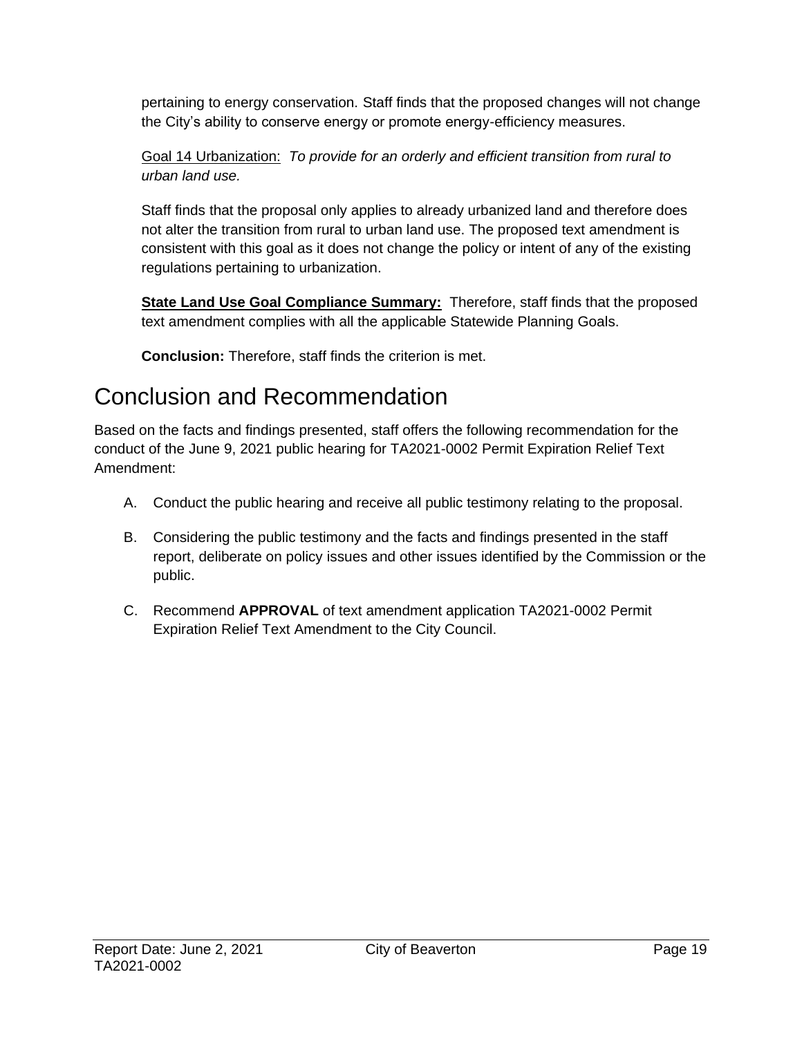pertaining to energy conservation. Staff finds that the proposed changes will not change the City's ability to conserve energy or promote energy-efficiency measures.

Goal 14 Urbanization: *To provide for an orderly and efficient transition from rural to urban land use.*

Staff finds that the proposal only applies to already urbanized land and therefore does not alter the transition from rural to urban land use. The proposed text amendment is consistent with this goal as it does not change the policy or intent of any of the existing regulations pertaining to urbanization.

**State Land Use Goal Compliance Summary:** Therefore, staff finds that the proposed text amendment complies with all the applicable Statewide Planning Goals.

**Conclusion:** Therefore, staff finds the criterion is met.

# Conclusion and Recommendation

Based on the facts and findings presented, staff offers the following recommendation for the conduct of the June 9, 2021 public hearing for TA2021-0002 Permit Expiration Relief Text Amendment:

A. Conduct the public hearing and receive all public testimony relating to the proposal.

B. Considering the public testimony and the facts and findings presented in the staff report, deliberate on policy issues and other issues identified by the Commission or the public.

C. Recommend **APPROVAL** of text amendment application TA2021-0002 Permit Expiration Relief Text Amendment to the City Council.